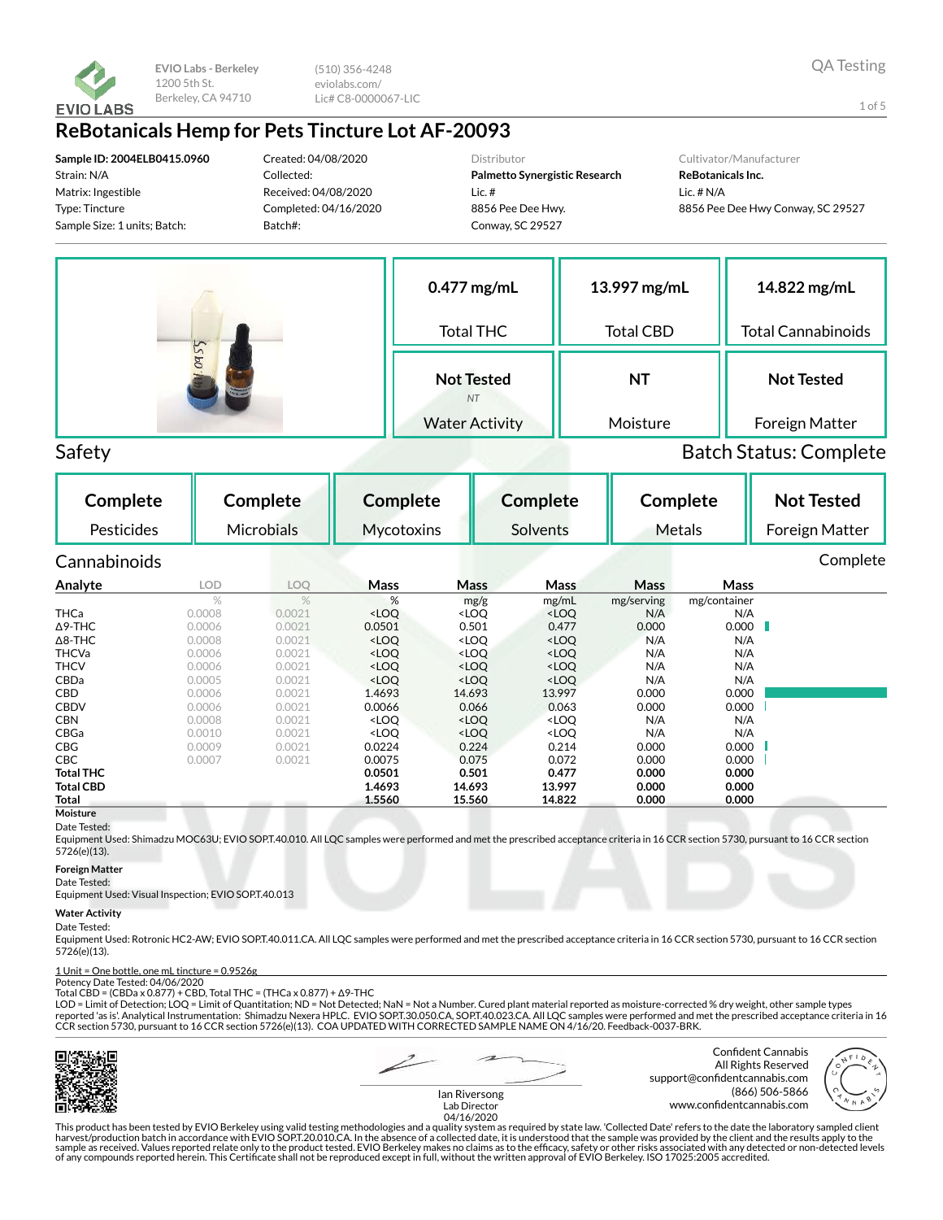EVIO Labs - Berkeley
1200 5th St.
Berkeley, CA 94710

(510) 356-4248
eviolabs.com/
Lic# C8-0000067-LIC

QA Testing

# ReBotanicals Hemp for Pets Tincture Lot AF-20093

**Sample ID: 2004ELB0415.0960**
Strain: N/A
Matrix: Ingestible
Type: Tincture
Sample Size: 1 units; Batch:

Created: 04/08/2020
Collected:
Received: 04/08/2020
Completed: 04/16/2020
Batch#:

Distributor
**Palmetto Synergistic Research**
Lic. #
8856 Pee Dee Hwy.
Conway, SC 29527

Cultivator/Manufacturer
**ReBotanicals Inc.**
Lic. # N/A
8856 Pee Dee Hwy Conway, SC 29527

| 0.477 mg/mL | 13.997 mg/mL | 14.822 mg/mL |
|---|---|---|
| Total THC | Total CBD | Total Cannabinoids |
| **Not Tested** *NT* | **NT** | **Not Tested** |
| Water Activity | Moisture | Foreign Matter |

## Safety

Batch Status: Complete

| Complete | Complete | Complete | Complete | Complete | Not Tested |
|---|---|---|---|---|---|
| Pesticides | Microbials | Mycotoxins | Solvents | Metals | Foreign Matter |

## Cannabinoids

Complete

| Analyte | LOD | LOQ | Mass | Mass | Mass | Mass | Mass |
|---|---|---|---|---|---|---|---|
| | % | % | % | mg/g | mg/mL | mg/serving | mg/container |
| THCa | 0.0008 | 0.0021 | <LOQ | <LOQ | <LOQ | N/A | N/A |
| Δ9-THC | 0.0006 | 0.0021 | 0.0501 | 0.501 | 0.477 | 0.000 | 0.000 |
| Δ8-THC | 0.0008 | 0.0021 | <LOQ | <LOQ | <LOQ | N/A | N/A |
| THCVa | 0.0006 | 0.0021 | <LOQ | <LOQ | <LOQ | N/A | N/A |
| THCV | 0.0006 | 0.0021 | <LOQ | <LOQ | <LOQ | N/A | N/A |
| CBDa | 0.0005 | 0.0021 | <LOQ | <LOQ | <LOQ | N/A | N/A |
| CBD | 0.0006 | 0.0021 | 1.4693 | 14.693 | 13.997 | 0.000 | 0.000 |
| CBDV | 0.0006 | 0.0021 | 0.0066 | 0.066 | 0.063 | 0.000 | 0.000 |
| CBN | 0.0008 | 0.0021 | <LOQ | <LOQ | <LOQ | N/A | N/A |
| CBGa | 0.0010 | 0.0021 | <LOQ | <LOQ | <LOQ | N/A | N/A |
| CBG | 0.0009 | 0.0021 | 0.0224 | 0.224 | 0.214 | 0.000 | 0.000 |
| CBC | 0.0007 | 0.0021 | 0.0075 | 0.075 | 0.072 | 0.000 | 0.000 |
| **Total THC** | | | **0.0501** | **0.501** | **0.477** | **0.000** | **0.000** |
| **Total CBD** | | | **1.4693** | **14.693** | **13.997** | **0.000** | **0.000** |
| **Total** | | | **1.5560** | **15.560** | **14.822** | **0.000** | **0.000** |

**Moisture**
Date Tested:
Equipment Used: Shimadzu MOC63U; EVIO SOP.T.40.010. All LQC samples were performed and met the prescribed acceptance criteria in 16 CCR section 5730, pursuant to 16 CCR section 5726(e)(13).

**Foreign Matter**
Date Tested:
Equipment Used: Visual Inspection; EVIO SOP.T.40.013

**Water Activity**
Date Tested:
Equipment Used: Rotronic HC2-AW; EVIO SOP.T.40.011.CA. All LQC samples were performed and met the prescribed acceptance criteria in 16 CCR section 5730, pursuant to 16 CCR section 5726(e)(13).

1 Unit = One bottle, one mL tincture = 0.9526g
Potency Date Tested: 04/06/2020
Total CBD = (CBDa x 0.877) + CBD, Total THC = (THCa x 0.877) + Δ9-THC
LOD = Limit of Detection; LOQ = Limit of Quantitation; ND = Not Detected; NaN = Not a Number. Cured plant material reported as moisture-corrected % dry weight, other sample types reported 'as is'. Analytical Instrumentation: Shimadzu Nexera HPLC. EVIO SOP.T.30.050.CA, SOP.T.40.023.CA. All LQC samples were performed and met the prescribed acceptance criteria in 16 CCR section 5730, pursuant to 16 CCR section 5726(e)(13). COA UPDATED WITH CORRECTED SAMPLE NAME ON 4/16/20. Feedback-0037-BRK.

Ian Riversong
Lab Director
04/16/2020

Confident Cannabis
All Rights Reserved
support@confidentcannabis.com
(866) 506-5866
www.confidentcannabis.com

This product has been tested by EVIO Berkeley using valid testing methodologies and a quality system as required by state law. 'Collected Date' refers to the date the laboratory sampled client harvest/production batch in accordance with EVIO SOP.T.20.010.CA. In the absence of a collected date, it is understood that the sample was provided by the client and the results apply to the sample as received. Values reported relate only to the product tested. EVIO Berkeley makes no claims as to the efficacy, safety or other risks associated with any detected or non-detected levels of any compounds reported herein. This Certificate shall not be reproduced except in full, without the written approval of EVIO Berkeley. ISO 17025:2005 accredited.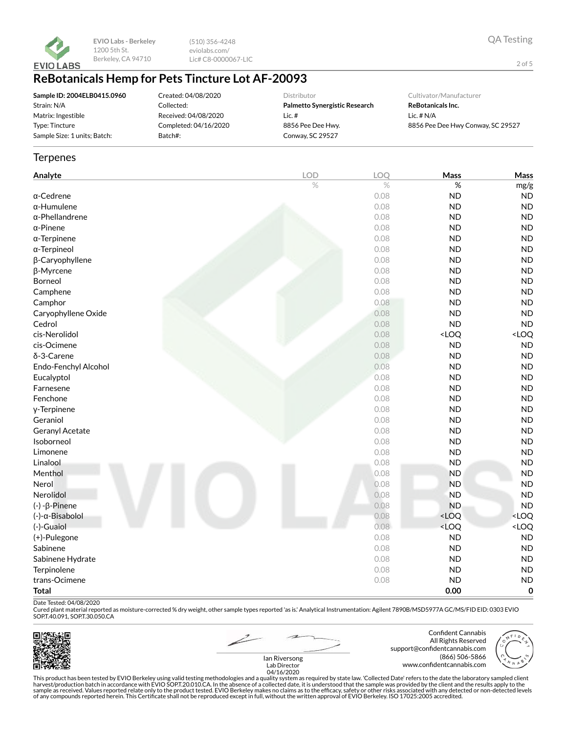EVIO Labs - Berkeley
1200 5th St.
Berkeley, CA 94710

(510) 356-4248
eviolabs.com/
Lic# C8-0000067-LIC

QA Testing

# ReBotanicals Hemp for Pets Tincture Lot AF-20093

**Sample ID: 2004ELB0415.0960**
Strain: N/A
Matrix: Ingestible
Type: Tincture
Sample Size: 1 units; Batch:

Created: 04/08/2020
Collected:
Received: 04/08/2020
Completed: 04/16/2020
Batch#:

Distributor
**Palmetto Synergistic Research**
Lic. #
8856 Pee Dee Hwy.
Conway, SC 29527

Cultivator/Manufacturer
**ReBotanicals Inc.**
Lic. # N/A
8856 Pee Dee Hwy Conway, SC 29527

## Terpenes

| Analyte | LOD | LOQ | Mass | Mass |
|---|---|---|---|---|
| | % | % | % | mg/g |
| α-Cedrene | | 0.08 | ND | ND |
| α-Humulene | | 0.08 | ND | ND |
| α-Phellandrene | | 0.08 | ND | ND |
| α-Pinene | | 0.08 | ND | ND |
| α-Terpinene | | 0.08 | ND | ND |
| α-Terpineol | | 0.08 | ND | ND |
| β-Caryophyllene | | 0.08 | ND | ND |
| β-Myrcene | | 0.08 | ND | ND |
| Borneol | | 0.08 | ND | ND |
| Camphene | | 0.08 | ND | ND |
| Camphor | | 0.08 | ND | ND |
| Caryophyllene Oxide | | 0.08 | ND | ND |
| Cedrol | | 0.08 | ND | ND |
| cis-Nerolidol | | 0.08 | <LOQ | <LOQ |
| cis-Ocimene | | 0.08 | ND | ND |
| δ-3-Carene | | 0.08 | ND | ND |
| Endo-Fenchyl Alcohol | | 0.08 | ND | ND |
| Eucalyptol | | 0.08 | ND | ND |
| Farnesene | | 0.08 | ND | ND |
| Fenchone | | 0.08 | ND | ND |
| γ-Terpinene | | 0.08 | ND | ND |
| Geraniol | | 0.08 | ND | ND |
| Geranyl Acetate | | 0.08 | ND | ND |
| Isoborneol | | 0.08 | ND | ND |
| Limonene | | 0.08 | ND | ND |
| Linalool | | 0.08 | ND | ND |
| Menthol | | 0.08 | ND | ND |
| Nerol | | 0.08 | ND | ND |
| Nerolidol | | 0.08 | ND | ND |
| (-) -β-Pinene | | 0.08 | ND | ND |
| (-)-α-Bisabolol | | 0.08 | <LOQ | <LOQ |
| (-)-Guaiol | | 0.08 | <LOQ | <LOQ |
| (+)-Pulegone | | 0.08 | ND | ND |
| Sabinene | | 0.08 | ND | ND |
| Sabinene Hydrate | | 0.08 | ND | ND |
| Terpinolene | | 0.08 | ND | ND |
| trans-Ocimene | | 0.08 | ND | ND |
| **Total** | | | **0.00** | **0** |

Date Tested: 04/08/2020
Cured plant material reported as moisture-corrected % dry weight, other sample types reported 'as is.' Analytical Instrumentation: Agilent 7890B/MSD5977A GC/MS/FID EID: 0303 EVIO SOP.T.40.091, SOP.T.30.050.CA

Ian Riversong
Lab Director
04/16/2020

Confident Cannabis
All Rights Reserved
support@confidentcannabis.com
(866) 506-5866
www.confidentcannabis.com

This product has been tested by EVIO Berkeley using valid testing methodologies and a quality system as required by state law. 'Collected Date' refers to the date the laboratory sampled client harvest/production batch in accordance with EVIO SOP.T.20.010.CA. In the absence of a collected date, it is understood that the sample was provided by the client and the results apply to the sample as received. Values reported relate only to the product tested. EVIO Berkeley makes no claims as to the efficacy, safety or other risks associated with any detected or non-detected levels of any compounds reported herein. This Certificate shall not be reproduced except in full, without the written approval of EVIO Berkeley. ISO 17025:2005 accredited.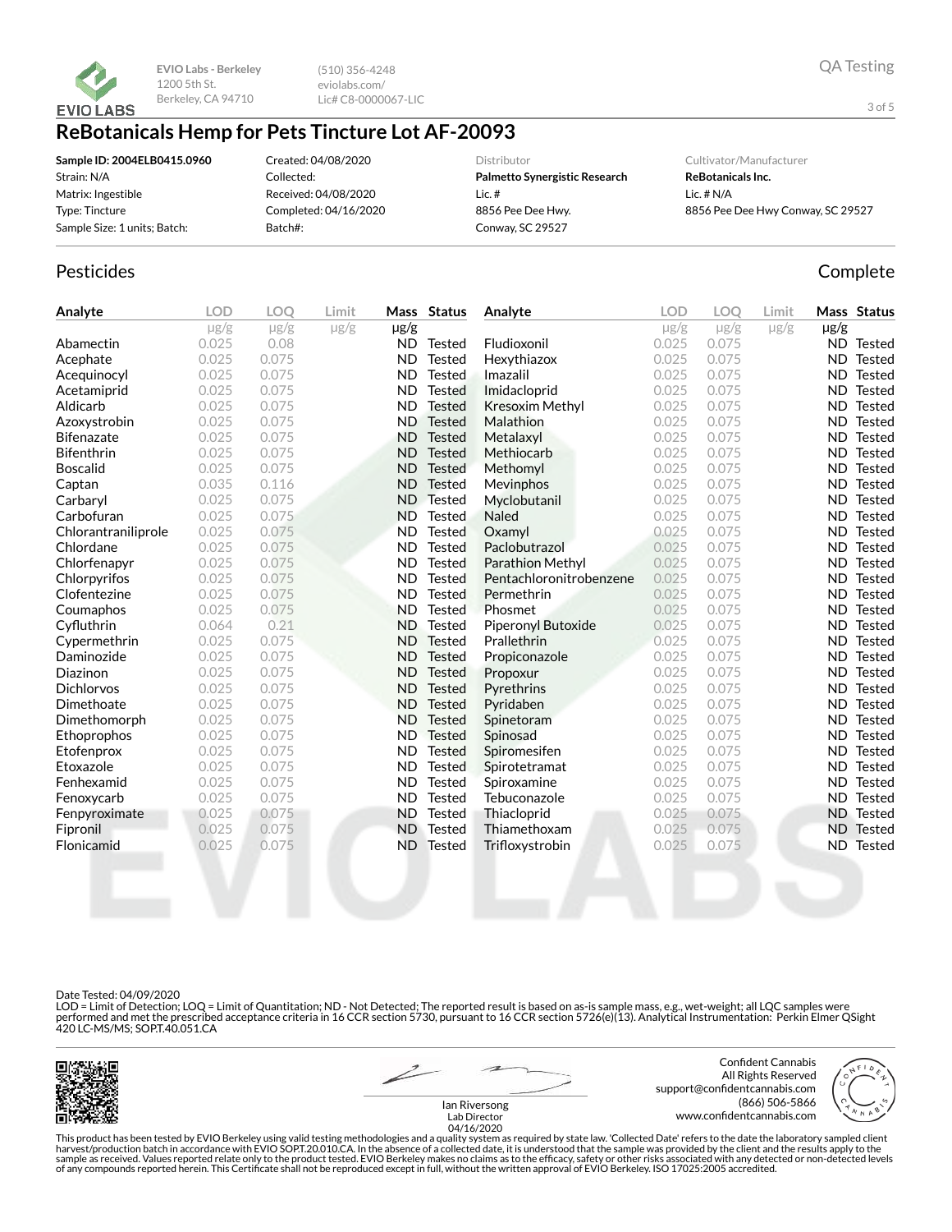EVIO Labs - Berkeley
1200 5th St.
Berkeley, CA 94710

(510) 356-4248
eviolabs.com/
Lic# C8-0000067-LIC

QA Testing

# ReBotanicals Hemp for Pets Tincture Lot AF-20093

**Sample ID: 2004ELB0415.0960**
Strain: N/A
Matrix: Ingestible
Type: Tincture
Sample Size: 1 units; Batch:

Created: 04/08/2020
Collected:
Received: 04/08/2020
Completed: 04/16/2020
Batch#:

Distributor
**Palmetto Synergistic Research**
Lic. #
8856 Pee Dee Hwy.
Conway, SC 29527

Cultivator/Manufacturer
**ReBotanicals Inc.**
Lic. # N/A
8856 Pee Dee Hwy Conway, SC 29527

## Pesticides

Complete

| Analyte | LOD µg/g | LOQ µg/g | Limit µg/g | Mass µg/g | Status |
|---|---|---|---|---|---|
| Abamectin | 0.025 | 0.08 | | ND | Tested |
| Acephate | 0.025 | 0.075 | | ND | Tested |
| Acequinocyl | 0.025 | 0.075 | | ND | Tested |
| Acetamiprid | 0.025 | 0.075 | | ND | Tested |
| Aldicarb | 0.025 | 0.075 | | ND | Tested |
| Azoxystrobin | 0.025 | 0.075 | | ND | Tested |
| Bifenazate | 0.025 | 0.075 | | ND | Tested |
| Bifenthrin | 0.025 | 0.075 | | ND | Tested |
| Boscalid | 0.025 | 0.075 | | ND | Tested |
| Captan | 0.035 | 0.116 | | ND | Tested |
| Carbaryl | 0.025 | 0.075 | | ND | Tested |
| Carbofuran | 0.025 | 0.075 | | ND | Tested |
| Chlorantraniliprole | 0.025 | 0.075 | | ND | Tested |
| Chlordane | 0.025 | 0.075 | | ND | Tested |
| Chlorfenapyr | 0.025 | 0.075 | | ND | Tested |
| Chlorpyrifos | 0.025 | 0.075 | | ND | Tested |
| Clofentezine | 0.025 | 0.075 | | ND | Tested |
| Coumaphos | 0.025 | 0.075 | | ND | Tested |
| Cyfluthrin | 0.064 | 0.21 | | ND | Tested |
| Cypermethrin | 0.025 | 0.075 | | ND | Tested |
| Daminozide | 0.025 | 0.075 | | ND | Tested |
| Diazinon | 0.025 | 0.075 | | ND | Tested |
| Dichlorvos | 0.025 | 0.075 | | ND | Tested |
| Dimethoate | 0.025 | 0.075 | | ND | Tested |
| Dimethomorph | 0.025 | 0.075 | | ND | Tested |
| Ethoprophos | 0.025 | 0.075 | | ND | Tested |
| Etofenprox | 0.025 | 0.075 | | ND | Tested |
| Etoxazole | 0.025 | 0.075 | | ND | Tested |
| Fenhexamid | 0.025 | 0.075 | | ND | Tested |
| Fenoxycarb | 0.025 | 0.075 | | ND | Tested |
| Fenpyroximate | 0.025 | 0.075 | | ND | Tested |
| Fipronil | 0.025 | 0.075 | | ND | Tested |
| Flonicamid | 0.025 | 0.075 | | ND | Tested |
| Fludioxonil | 0.025 | 0.075 | | ND | Tested |
| Hexythiazox | 0.025 | 0.075 | | ND | Tested |
| Imazalil | 0.025 | 0.075 | | ND | Tested |
| Imidacloprid | 0.025 | 0.075 | | ND | Tested |
| Kresoxim Methyl | 0.025 | 0.075 | | ND | Tested |
| Malathion | 0.025 | 0.075 | | ND | Tested |
| Metalaxyl | 0.025 | 0.075 | | ND | Tested |
| Methiocarb | 0.025 | 0.075 | | ND | Tested |
| Methomyl | 0.025 | 0.075 | | ND | Tested |
| Mevinphos | 0.025 | 0.075 | | ND | Tested |
| Myclobutanil | 0.025 | 0.075 | | ND | Tested |
| Naled | 0.025 | 0.075 | | ND | Tested |
| Oxamyl | 0.025 | 0.075 | | ND | Tested |
| Paclobutrazol | 0.025 | 0.075 | | ND | Tested |
| Parathion Methyl | 0.025 | 0.075 | | ND | Tested |
| Pentachloronitrobenzene | 0.025 | 0.075 | | ND | Tested |
| Permethrin | 0.025 | 0.075 | | ND | Tested |
| Phosmet | 0.025 | 0.075 | | ND | Tested |
| Piperonyl Butoxide | 0.025 | 0.075 | | ND | Tested |
| Prallethrin | 0.025 | 0.075 | | ND | Tested |
| Propiconazole | 0.025 | 0.075 | | ND | Tested |
| Propoxur | 0.025 | 0.075 | | ND | Tested |
| Pyrethrins | 0.025 | 0.075 | | ND | Tested |
| Pyridaben | 0.025 | 0.075 | | ND | Tested |
| Spinetoram | 0.025 | 0.075 | | ND | Tested |
| Spinosad | 0.025 | 0.075 | | ND | Tested |
| Spiromesifen | 0.025 | 0.075 | | ND | Tested |
| Spirotetramat | 0.025 | 0.075 | | ND | Tested |
| Spiroxamine | 0.025 | 0.075 | | ND | Tested |
| Tebuconazole | 0.025 | 0.075 | | ND | Tested |
| Thiacloprid | 0.025 | 0.075 | | ND | Tested |
| Thiamethoxam | 0.025 | 0.075 | | ND | Tested |
| Trifloxystrobin | 0.025 | 0.075 | | ND | Tested |

Date Tested: 04/09/2020
LOD = Limit of Detection; LOQ = Limit of Quantitation; ND - Not Detected; The reported result is based on as-is sample mass, e.g., wet-weight; all LQC samples were performed and met the prescribed acceptance criteria in 16 CCR section 5730, pursuant to 16 CCR section 5726(e)(13). Analytical Instrumentation: Perkin Elmer QSight 420 LC-MS/MS; SOP.T.40.051.CA

Ian Riversong
Lab Director
04/16/2020

Confident Cannabis
All Rights Reserved
support@confidentcannabis.com
(866) 506-5866
www.confidentcannabis.com

This product has been tested by EVIO Berkeley using valid testing methodologies and a quality system as required by state law. 'Collected Date' refers to the date the laboratory sampled client harvest/production batch in accordance with EVIO SOP.T.20.010.CA. In the absence of a collected date, it is understood that the sample was provided by the client and the results apply to the sample as received. Values reported relate only to the product tested. EVIO Berkeley makes no claims as to the efficacy, safety or other risks associated with any detected or non-detected levels of any compounds reported herein. This Certificate shall not be reproduced except in full, without the written approval of EVIO Berkeley. ISO 17025:2005 accredited.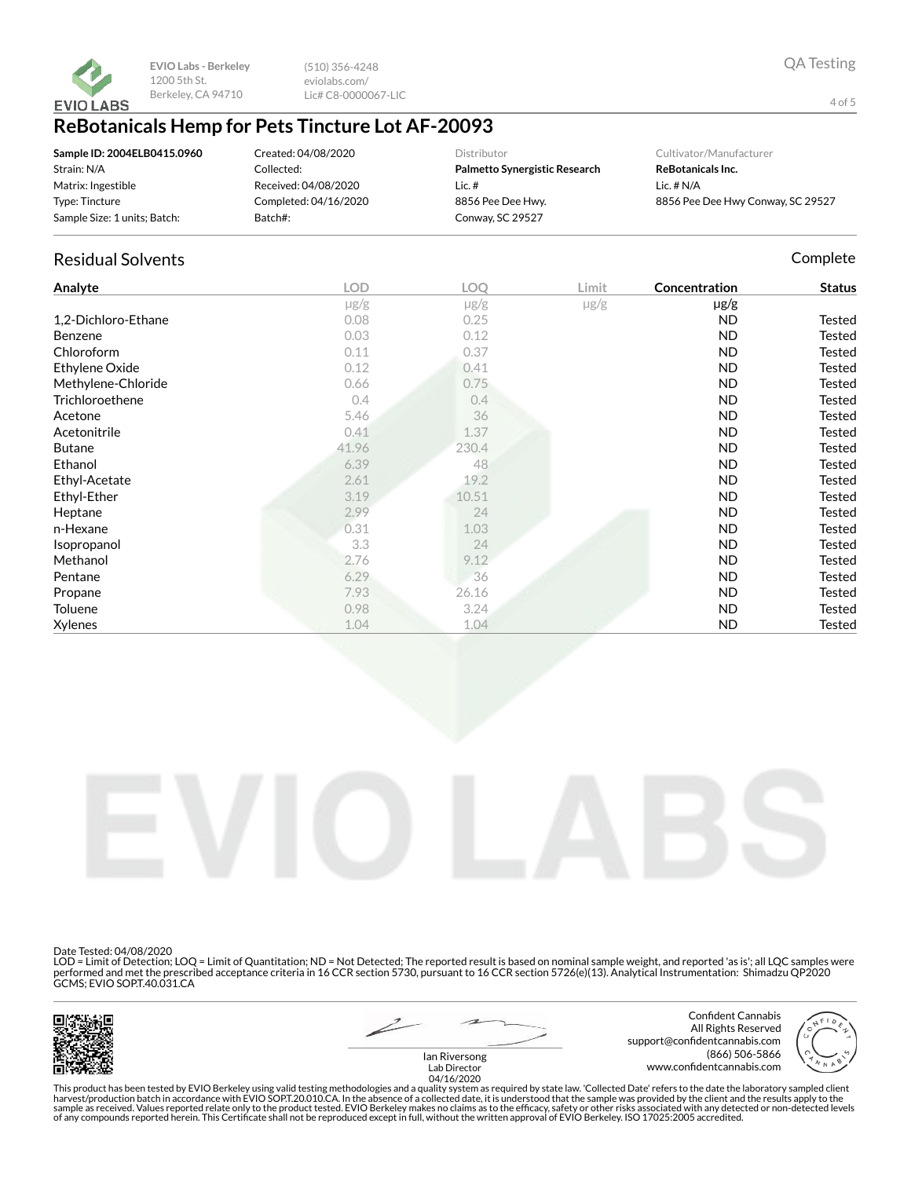EVIO Labs - Berkeley
1200 5th St.
Berkeley, CA 94710

(510) 356-4248
eviolabs.com/
Lic# C8-0000067-LIC

QA Testing

# ReBotanicals Hemp for Pets Tincture Lot AF-20093

**Sample ID: 2004ELB0415.0960**
Strain: N/A
Matrix: Ingestible
Type: Tincture
Sample Size: 1 units; Batch:

Created: 04/08/2020
Collected:
Received: 04/08/2020
Completed: 04/16/2020
Batch#:

Distributor
**Palmetto Synergistic Research**
Lic. #
8856 Pee Dee Hwy.
Conway, SC 29527

Cultivator/Manufacturer
**ReBotanicals Inc.**
Lic. # N/A
8856 Pee Dee Hwy Conway, SC 29527

## Residual Solvents

Complete

| Analyte | LOD | LOQ | Limit | Concentration | Status |
|---|---|---|---|---|---|
| | μg/g | μg/g | μg/g | μg/g | |
| 1,2-Dichloro-Ethane | 0.08 | 0.25 | | ND | Tested |
| Benzene | 0.03 | 0.12 | | ND | Tested |
| Chloroform | 0.11 | 0.37 | | ND | Tested |
| Ethylene Oxide | 0.12 | 0.41 | | ND | Tested |
| Methylene-Chloride | 0.66 | 0.75 | | ND | Tested |
| Trichloroethene | 0.4 | 0.4 | | ND | Tested |
| Acetone | 5.46 | 36 | | ND | Tested |
| Acetonitrile | 0.41 | 1.37 | | ND | Tested |
| Butane | 41.96 | 230.4 | | ND | Tested |
| Ethanol | 6.39 | 48 | | ND | Tested |
| Ethyl-Acetate | 2.61 | 19.2 | | ND | Tested |
| Ethyl-Ether | 3.19 | 10.51 | | ND | Tested |
| Heptane | 2.99 | 24 | | ND | Tested |
| n-Hexane | 0.31 | 1.03 | | ND | Tested |
| Isopropanol | 3.3 | 24 | | ND | Tested |
| Methanol | 2.76 | 9.12 | | ND | Tested |
| Pentane | 6.29 | 36 | | ND | Tested |
| Propane | 7.93 | 26.16 | | ND | Tested |
| Toluene | 0.98 | 3.24 | | ND | Tested |
| Xylenes | 1.04 | 1.04 | | ND | Tested |

Date Tested: 04/08/2020
LOD = Limit of Detection; LOQ = Limit of Quantitation; ND = Not Detected; The reported result is based on nominal sample weight, and reported 'as is'; all LQC samples were performed and met the prescribed acceptance criteria in 16 CCR section 5730, pursuant to 16 CCR section 5726(e)(13). Analytical Instrumentation: Shimadzu QP2020 GCMS; EVIO SOP.T.40.031.CA

Ian Riversong
Lab Director
04/16/2020

Confident Cannabis
All Rights Reserved
support@confidentcannabis.com
(866) 506-5866
www.confidentcannabis.com

This product has been tested by EVIO Berkeley using valid testing methodologies and a quality system as required by state law. 'Collected Date' refers to the date the laboratory sampled client harvest/production batch in accordance with EVIO SOP.T.20.010.CA. In the absence of a collected date, it is understood that the sample was provided by the client and the results apply to the sample as received. Values reported relate only to the product tested. EVIO Berkeley makes no claims as to the efficacy, safety or other risks associated with any detected or non-detected levels of any compounds reported herein. This Certificate shall not be reproduced except in full, without the written approval of EVIO Berkeley. ISO 17025:2005 accredited.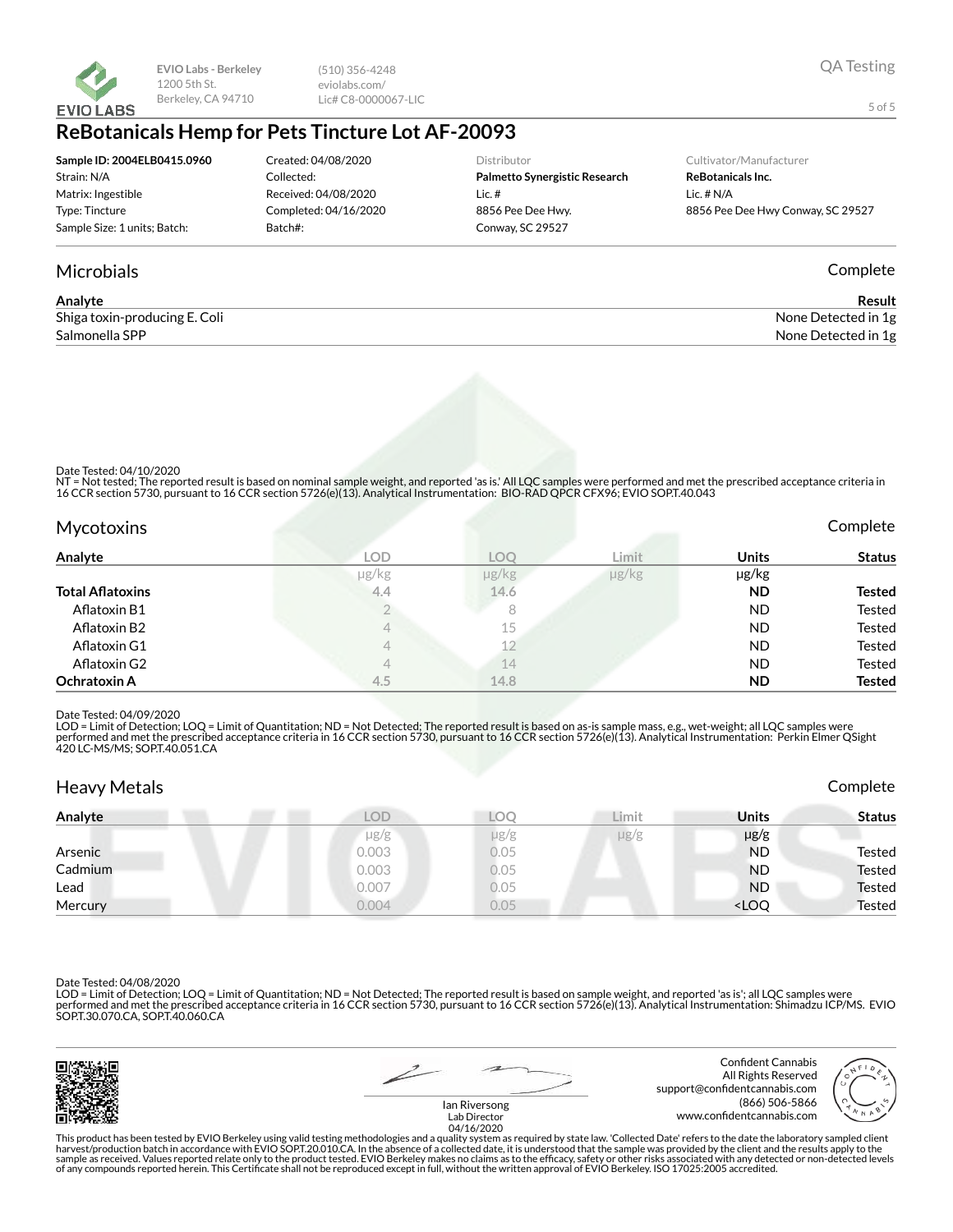EVIO Labs - Berkeley
1200 5th St.
Berkeley, CA 94710

(510) 356-4248
eviolabs.com/
Lic# C8-0000067-LIC

QA Testing

# ReBotanicals Hemp for Pets Tincture Lot AF-20093

| | | | |
|---|---|---|---|
| **Sample ID: 2004ELB0415.0960** | Created: 04/08/2020 | Distributor | Cultivator/Manufacturer |
| Strain: N/A | Collected: | **Palmetto Synergistic Research** | **ReBotanicals Inc.** |
| Matrix: Ingestible | Received: 04/08/2020 | Lic. # | Lic. # N/A |
| Type: Tincture | Completed: 04/16/2020 | 8856 Pee Dee Hwy. | 8856 Pee Dee Hwy Conway, SC 29527 |
| Sample Size: 1 units; Batch: | Batch#: | Conway, SC 29527 | |

## Microbials

Complete

| Analyte | Result |
|---|---|
| Shiga toxin-producing E. Coli | None Detected in 1g |
| Salmonella SPP | None Detected in 1g |

Date Tested: 04/10/2020
NT = Not tested; The reported result is based on nominal sample weight, and reported 'as is.' All LQC samples were performed and met the prescribed acceptance criteria in 16 CCR section 5730, pursuant to 16 CCR section 5726(e)(13). Analytical Instrumentation: BIO-RAD QPCR CFX96; EVIO SOP.T.40.043

## Mycotoxins

Complete

| Analyte | LOD | LOQ | Limit | Units | Status |
|---|---|---|---|---|---|
| | µg/kg | µg/kg | µg/kg | µg/kg | |
| **Total Aflatoxins** | 4.4 | 14.6 | | **ND** | **Tested** |
| Aflatoxin B1 | 2 | 8 | | ND | Tested |
| Aflatoxin B2 | 4 | 15 | | ND | Tested |
| Aflatoxin G1 | 4 | 12 | | ND | Tested |
| Aflatoxin G2 | 4 | 14 | | ND | Tested |
| **Ochratoxin A** | 4.5 | 14.8 | | **ND** | **Tested** |

Date Tested: 04/09/2020
LOD = Limit of Detection; LOQ = Limit of Quantitation; ND = Not Detected; The reported result is based on as-is sample mass, e.g., wet-weight; all LQC samples were performed and met the prescribed acceptance criteria in 16 CCR section 5730, pursuant to 16 CCR section 5726(e)(13). Analytical Instrumentation: Perkin Elmer QSight 420 LC-MS/MS; SOP.T.40.051.CA

## Heavy Metals

Complete

| Analyte | LOD | LOQ | Limit | Units | Status |
|---|---|---|---|---|---|
| | µg/g | µg/g | µg/g | µg/g | |
| Arsenic | 0.003 | 0.05 | | ND | Tested |
| Cadmium | 0.003 | 0.05 | | ND | Tested |
| Lead | 0.007 | 0.05 | | ND | Tested |
| Mercury | 0.004 | 0.05 | | <LOQ | Tested |

Date Tested: 04/08/2020
LOD = Limit of Detection; LOQ = Limit of Quantitation; ND = Not Detected; The reported result is based on sample weight, and reported 'as is'; all LQC samples were performed and met the prescribed acceptance criteria in 16 CCR section 5730, pursuant to 16 CCR section 5726(e)(13). Analytical Instrumentation: Shimadzu ICP/MS. EVIO SOP.T.30.070.CA, SOP.T.40.060.CA

Ian Riversong
Lab Director
04/16/2020

Confident Cannabis
All Rights Reserved
support@confidentcannabis.com
(866) 506-5866
www.confidentcannabis.com

This product has been tested by EVIO Berkeley using valid testing methodologies and a quality system as required by state law. 'Collected Date' refers to the date the laboratory sampled client harvest/production batch in accordance with EVIO SOP.T.20.010.CA. In the absence of a collected date, it is understood that the sample was provided by the client and the results apply to the sample as received. Values reported relate only to the product tested. EVIO Berkeley makes no claims as to the efficacy, safety or other risks associated with any detected or non-detected levels of any compounds reported herein. This Certificate shall not be reproduced except in full, without the written approval of EVIO Berkeley. ISO 17025:2005 accredited.